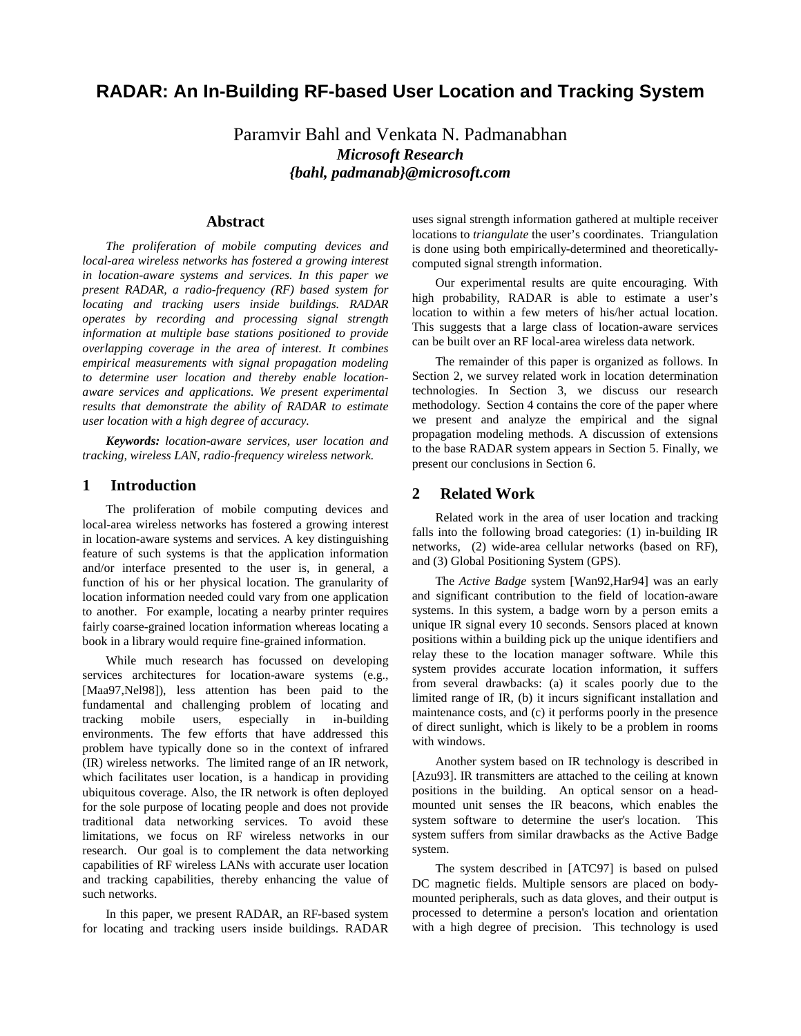# RADAR: An In-Building RF-based User Location and Tracking System

Paramvir Bahl and Venkata N. Padmanabhan

***Microsoft Research***

***{bahl, padmanab}@microsoft.com***

## Abstract

*The proliferation of mobile computing devices and local-area wireless networks has fostered a growing interest in location-aware systems and services. In this paper we present RADAR, a radio-frequency (RF) based system for locating and tracking users inside buildings. RADAR operates by recording and processing signal strength information at multiple base stations positioned to provide overlapping coverage in the area of interest. It combines empirical measurements with signal propagation modeling to determine user location and thereby enable location-aware services and applications. We present experimental results that demonstrate the ability of RADAR to estimate user location with a high degree of accuracy.*

***Keywords:*** *location-aware services, user location and tracking, wireless LAN, radio-frequency wireless network.*

## 1 Introduction

The proliferation of mobile computing devices and local-area wireless networks has fostered a growing interest in location-aware systems and services. A key distinguishing feature of such systems is that the application information and/or interface presented to the user is, in general, a function of his or her physical location. The granularity of location information needed could vary from one application to another. For example, locating a nearby printer requires fairly coarse-grained location information whereas locating a book in a library would require fine-grained information.

While much research has focussed on developing services architectures for location-aware systems (e.g., [Maa97,Nel98]), less attention has been paid to the fundamental and challenging problem of locating and tracking mobile users, especially in in-building environments. The few efforts that have addressed this problem have typically done so in the context of infrared (IR) wireless networks. The limited range of an IR network, which facilitates user location, is a handicap in providing ubiquitous coverage. Also, the IR network is often deployed for the sole purpose of locating people and does not provide traditional data networking services. To avoid these limitations, we focus on RF wireless networks in our research. Our goal is to complement the data networking capabilities of RF wireless LANs with accurate user location and tracking capabilities, thereby enhancing the value of such networks.

In this paper, we present RADAR, an RF-based system for locating and tracking users inside buildings. RADAR uses signal strength information gathered at multiple receiver locations to *triangulate* the user's coordinates. Triangulation is done using both empirically-determined and theoretically-computed signal strength information.

Our experimental results are quite encouraging. With high probability, RADAR is able to estimate a user's location to within a few meters of his/her actual location. This suggests that a large class of location-aware services can be built over an RF local-area wireless data network.

The remainder of this paper is organized as follows. In Section 2, we survey related work in location determination technologies. In Section 3, we discuss our research methodology. Section 4 contains the core of the paper where we present and analyze the empirical and the signal propagation modeling methods. A discussion of extensions to the base RADAR system appears in Section 5. Finally, we present our conclusions in Section 6.

## 2 Related Work

Related work in the area of user location and tracking falls into the following broad categories: (1) in-building IR networks, (2) wide-area cellular networks (based on RF), and (3) Global Positioning System (GPS).

The *Active Badge* system [Wan92,Har94] was an early and significant contribution to the field of location-aware systems. In this system, a badge worn by a person emits a unique IR signal every 10 seconds. Sensors placed at known positions within a building pick up the unique identifiers and relay these to the location manager software. While this system provides accurate location information, it suffers from several drawbacks: (a) it scales poorly due to the limited range of IR, (b) it incurs significant installation and maintenance costs, and (c) it performs poorly in the presence of direct sunlight, which is likely to be a problem in rooms with windows.

Another system based on IR technology is described in [Azu93]. IR transmitters are attached to the ceiling at known positions in the building. An optical sensor on a head-mounted unit senses the IR beacons, which enables the system software to determine the user's location. This system suffers from similar drawbacks as the Active Badge system.

The system described in [ATC97] is based on pulsed DC magnetic fields. Multiple sensors are placed on body-mounted peripherals, such as data gloves, and their output is processed to determine a person's location and orientation with a high degree of precision. This technology is used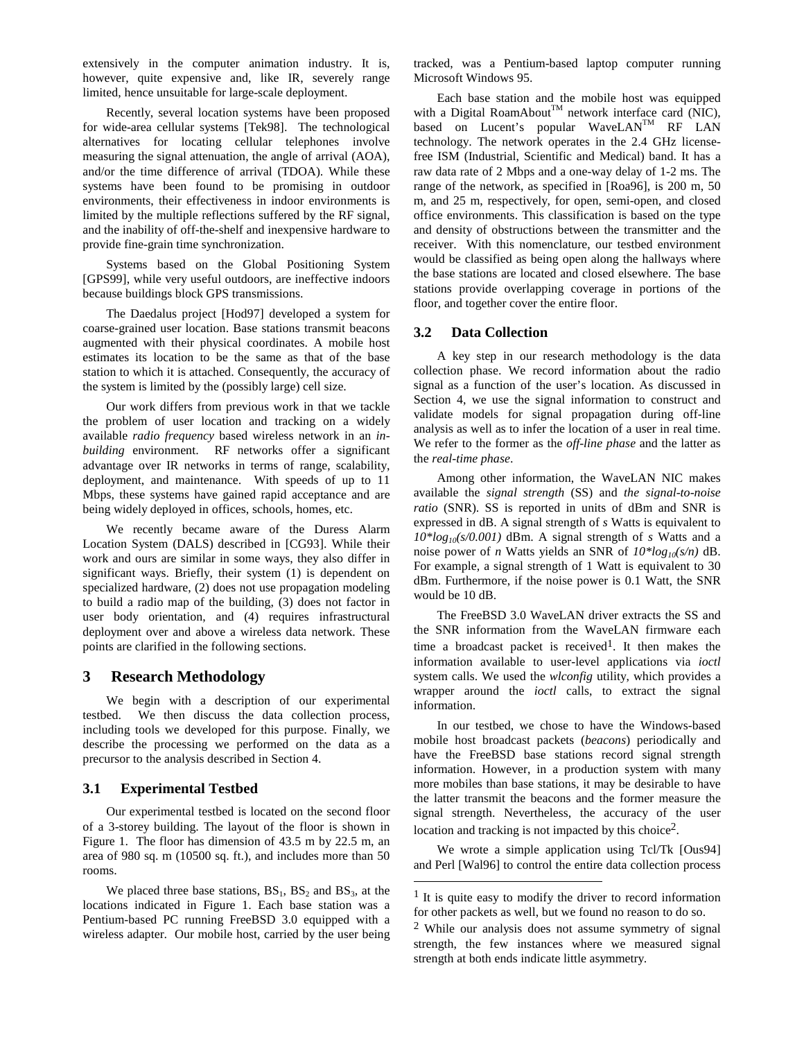extensively in the computer animation industry. It is, however, quite expensive and, like IR, severely range limited, hence unsuitable for large-scale deployment.

Recently, several location systems have been proposed for wide-area cellular systems [Tek98]. The technological alternatives for locating cellular telephones involve measuring the signal attenuation, the angle of arrival (AOA), and/or the time difference of arrival (TDOA). While these systems have been found to be promising in outdoor environments, their effectiveness in indoor environments is limited by the multiple reflections suffered by the RF signal, and the inability of off-the-shelf and inexpensive hardware to provide fine-grain time synchronization.

Systems based on the Global Positioning System [GPS99], while very useful outdoors, are ineffective indoors because buildings block GPS transmissions.

The Daedalus project [Hod97] developed a system for coarse-grained user location. Base stations transmit beacons augmented with their physical coordinates. A mobile host estimates its location to be the same as that of the base station to which it is attached. Consequently, the accuracy of the system is limited by the (possibly large) cell size.

Our work differs from previous work in that we tackle the problem of user location and tracking on a widely available *radio frequency* based wireless network in an *in-building* environment. RF networks offer a significant advantage over IR networks in terms of range, scalability, deployment, and maintenance. With speeds of up to 11 Mbps, these systems have gained rapid acceptance and are being widely deployed in offices, schools, homes, etc.

We recently became aware of the Duress Alarm Location System (DALS) described in [CG93]. While their work and ours are similar in some ways, they also differ in significant ways. Briefly, their system (1) is dependent on specialized hardware, (2) does not use propagation modeling to build a radio map of the building, (3) does not factor in user body orientation, and (4) requires infrastructural deployment over and above a wireless data network. These points are clarified in the following sections.

## 3 Research Methodology

We begin with a description of our experimental testbed. We then discuss the data collection process, including tools we developed for this purpose. Finally, we describe the processing we performed on the data as a precursor to the analysis described in Section 4.

### 3.1 Experimental Testbed

Our experimental testbed is located on the second floor of a 3-storey building. The layout of the floor is shown in Figure 1. The floor has dimension of 43.5 m by 22.5 m, an area of 980 sq. m (10500 sq. ft.), and includes more than 50 rooms.

We placed three base stations, $BS_1$, $BS_2$ and $BS_3$, at the locations indicated in Figure 1. Each base station was a Pentium-based PC running FreeBSD 3.0 equipped with a wireless adapter. Our mobile host, carried by the user being tracked, was a Pentium-based laptop computer running Microsoft Windows 95.

Each base station and the mobile host was equipped with a Digital RoamAbout™ network interface card (NIC), based on Lucent's popular WaveLAN™ RF LAN technology. The network operates in the 2.4 GHz license-free ISM (Industrial, Scientific and Medical) band. It has a raw data rate of 2 Mbps and a one-way delay of 1-2 ms. The range of the network, as specified in [Roa96], is 200 m, 50 m, and 25 m, respectively, for open, semi-open, and closed office environments. This classification is based on the type and density of obstructions between the transmitter and the receiver. With this nomenclature, our testbed environment would be classified as being open along the hallways where the base stations are located and closed elsewhere. The base stations provide overlapping coverage in portions of the floor, and together cover the entire floor.

### 3.2 Data Collection

A key step in our research methodology is the data collection phase. We record information about the radio signal as a function of the user's location. As discussed in Section 4, we use the signal information to construct and validate models for signal propagation during off-line analysis as well as to infer the location of a user in real time. We refer to the former as the *off-line phase* and the latter as the *real-time phase*.

Among other information, the WaveLAN NIC makes available the *signal strength* (SS) and *the signal-to-noise ratio* (SNR). SS is reported in units of dBm and SNR is expressed in dB. A signal strength of *s* Watts is equivalent to $10*log_{10}(s/0.001)$ dBm. A signal strength of *s* Watts and a noise power of *n* Watts yields an SNR of $10*log_{10}(s/n)$ dB. For example, a signal strength of 1 Watt is equivalent to 30 dBm. Furthermore, if the noise power is 0.1 Watt, the SNR would be 10 dB.

The FreeBSD 3.0 WaveLAN driver extracts the SS and the SNR information from the WaveLAN firmware each time a broadcast packet is received[1]. It then makes the information available to user-level applications via *ioctl* system calls. We used the *wlconfig* utility, which provides a wrapper around the *ioctl* calls, to extract the signal information.

In our testbed, we chose to have the Windows-based mobile host broadcast packets (*beacons*) periodically and have the FreeBSD base stations record signal strength information. However, in a production system with many more mobiles than base stations, it may be desirable to have the latter transmit the beacons and the former measure the signal strength. Nevertheless, the accuracy of the user location and tracking is not impacted by this choice[2].

We wrote a simple application using Tcl/Tk [Ous94] and Perl [Wal96] to control the entire data collection process

---

[1] It is quite easy to modify the driver to record information for other packets as well, but we found no reason to do so.

[2] While our analysis does not assume symmetry of signal strength, the few instances where we measured signal strength at both ends indicate little asymmetry.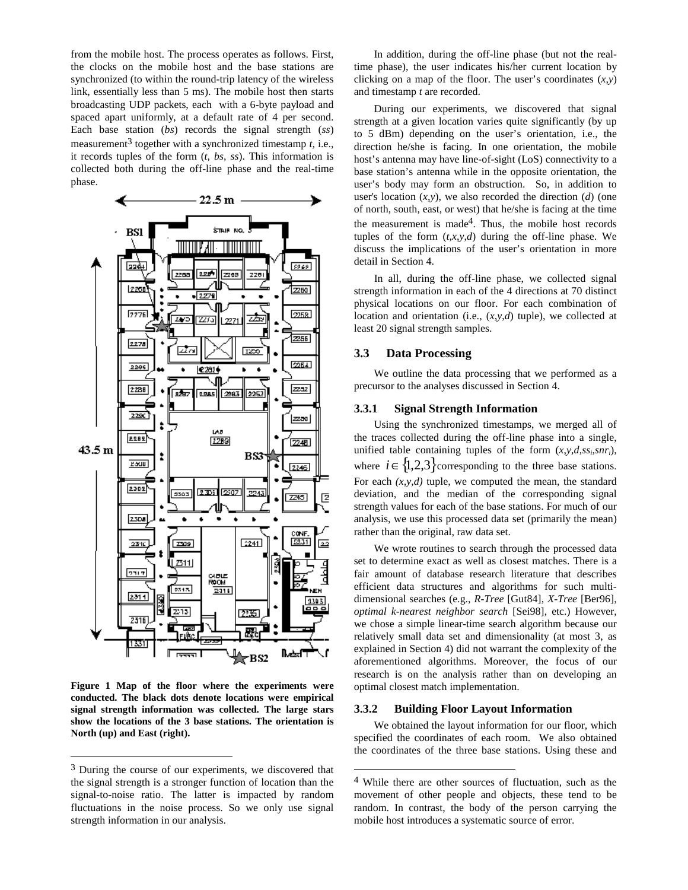from the mobile host. The process operates as follows. First, the clocks on the mobile host and the base stations are synchronized (to within the round-trip latency of the wireless link, essentially less than 5 ms). The mobile host then starts broadcasting UDP packets, each with a 6-byte payload and spaced apart uniformly, at a default rate of 4 per second. Each base station (*bs*) records the signal strength (*ss*) measurement[3] together with a synchronized timestamp *t*, i.e., it records tuples of the form (*t*, *bs*, *ss*). This information is collected both during the off-line phase and the real-time phase.

**Figure 1 Map of the floor where the experiments were conducted. The black dots denote locations were empirical signal strength information was collected. The large stars show the locations of the 3 base stations. The orientation is North (up) and East (right).**

In addition, during the off-line phase (but not the real-time phase), the user indicates his/her current location by clicking on a map of the floor. The user's coordinates (*x*,*y*) and timestamp *t* are recorded.

During our experiments, we discovered that signal strength at a given location varies quite significantly (by up to 5 dBm) depending on the user's orientation, i.e., the direction he/she is facing. In one orientation, the mobile host's antenna may have line-of-sight (LoS) connectivity to a base station's antenna while in the opposite orientation, the user's body may form an obstruction. So, in addition to user's location (*x*,*y*), we also recorded the direction (*d*) (one of north, south, east, or west) that he/she is facing at the time the measurement is made[4]. Thus, the mobile host records tuples of the form (*t*,*x*,*y*,*d*) during the off-line phase. We discuss the implications of the user's orientation in more detail in Section 4.

In all, during the off-line phase, we collected signal strength information in each of the 4 directions at 70 distinct physical locations on our floor. For each combination of location and orientation (i.e., (*x*,*y*,*d*) tuple), we collected at least 20 signal strength samples.

## 3.3 Data Processing

We outline the data processing that we performed as a precursor to the analyses discussed in Section 4.

### 3.3.1 Signal Strength Information

Using the synchronized timestamps, we merged all of the traces collected during the off-line phase into a single, unified table containing tuples of the form ($x,y,d,ss_i,snr_i$), where $i \in \{1,2,3\}$ corresponding to the three base stations. For each *(x,y,d)* tuple, we computed the mean, the standard deviation, and the median of the corresponding signal strength values for each of the base stations. For much of our analysis, we use this processed data set (primarily the mean) rather than the original, raw data set.

We wrote routines to search through the processed data set to determine exact as well as closest matches. There is a fair amount of database research literature that describes efficient data structures and algorithms for such multi-dimensional searches (e.g., *R-Tree* [Gut84], *X-Tree* [Ber96], *optimal k-nearest neighbor search* [Sei98], etc.) However, we chose a simple linear-time search algorithm because our relatively small data set and dimensionality (at most 3, as explained in Section 4) did not warrant the complexity of the aforementioned algorithms. Moreover, the focus of our research is on the analysis rather than on developing an optimal closest match implementation.

### 3.3.2 Building Floor Layout Information

We obtained the layout information for our floor, which specified the coordinates of each room. We also obtained the coordinates of the three base stations. Using these and

---

[3] During the course of our experiments, we discovered that the signal strength is a stronger function of location than the signal-to-noise ratio. The latter is impacted by random fluctuations in the noise process. So we only use signal strength information in our analysis.

[4] While there are other sources of fluctuation, such as the movement of other people and objects, these tend to be random. In contrast, the body of the person carrying the mobile host introduces a systematic source of error.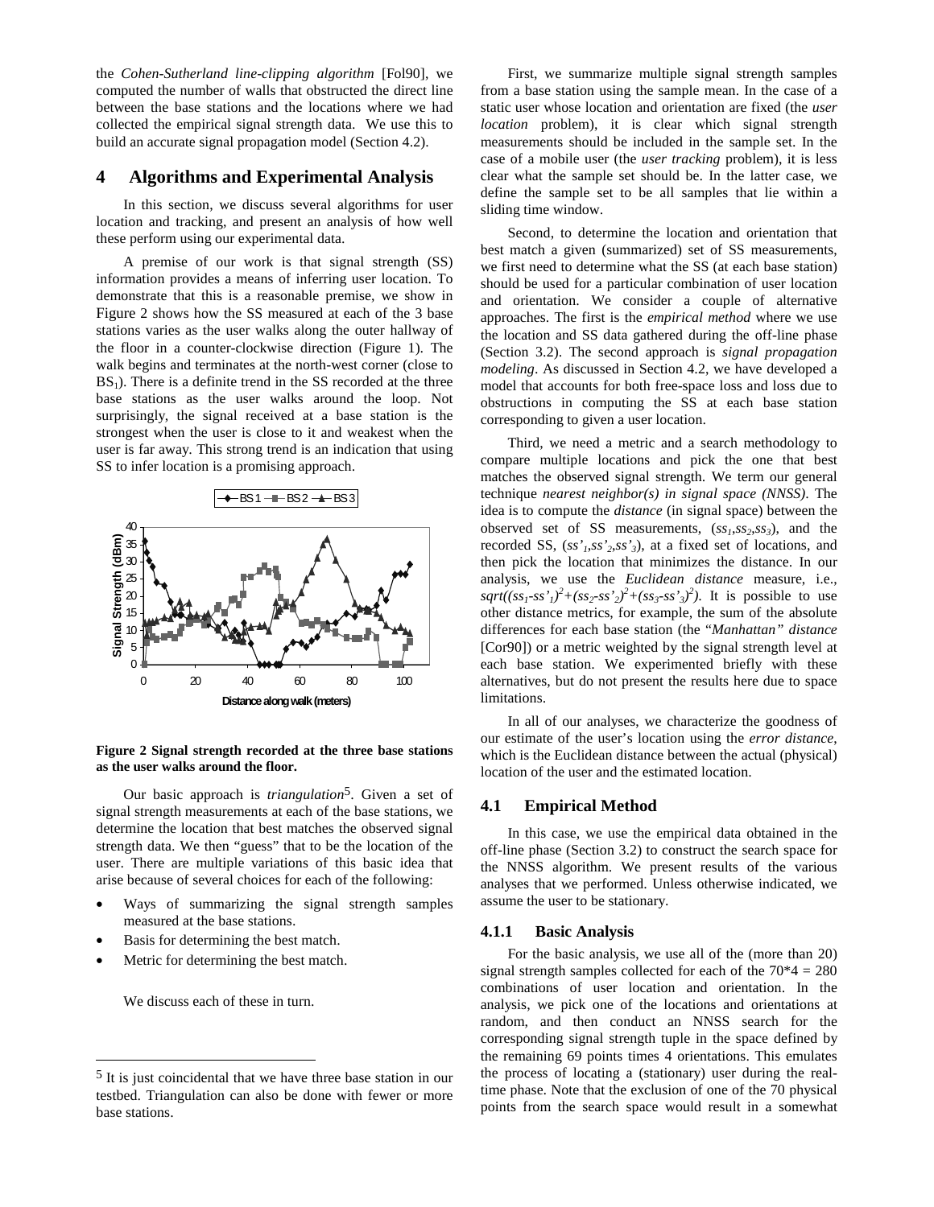the *Cohen-Sutherland line-clipping algorithm* [Fol90], we computed the number of walls that obstructed the direct line between the base stations and the locations where we had collected the empirical signal strength data. We use this to build an accurate signal propagation model (Section 4.2).

# 4 Algorithms and Experimental Analysis

In this section, we discuss several algorithms for user location and tracking, and present an analysis of how well these perform using our experimental data.

A premise of our work is that signal strength (SS) information provides a means of inferring user location. To demonstrate that this is a reasonable premise, we show in Figure 2 shows how the SS measured at each of the 3 base stations varies as the user walks along the outer hallway of the floor in a counter-clockwise direction (Figure 1). The walk begins and terminates at the north-west corner (close to $BS_1$). There is a definite trend in the SS recorded at the three base stations as the user walks around the loop. Not surprisingly, the signal received at a base station is the strongest when the user is close to it and weakest when the user is far away. This strong trend is an indication that using SS to infer location is a promising approach.

**Figure 2 Signal strength recorded at the three base stations as the user walks around the floor.**

Our basic approach is *triangulation*[5]. Given a set of signal strength measurements at each of the base stations, we determine the location that best matches the observed signal strength data. We then "guess" that to be the location of the user. There are multiple variations of this basic idea that arise because of several choices for each of the following:

- Ways of summarizing the signal strength samples measured at the base stations.
- Basis for determining the best match.
- Metric for determining the best match.

We discuss each of these in turn.

First, we summarize multiple signal strength samples from a base station using the sample mean. In the case of a static user whose location and orientation are fixed (the *user location* problem), it is clear which signal strength measurements should be included in the sample set. In the case of a mobile user (the *user tracking* problem), it is less clear what the sample set should be. In the latter case, we define the sample set to be all samples that lie within a sliding time window.

Second, to determine the location and orientation that best match a given (summarized) set of SS measurements, we first need to determine what the SS (at each base station) should be used for a particular combination of user location and orientation. We consider a couple of alternative approaches. The first is the *empirical method* where we use the location and SS data gathered during the off-line phase (Section 3.2). The second approach is *signal propagation modeling*. As discussed in Section 4.2, we have developed a model that accounts for both free-space loss and loss due to obstructions in computing the SS at each base station corresponding to given a user location.

Third, we need a metric and a search methodology to compare multiple locations and pick the one that best matches the observed signal strength. We term our general technique *nearest neighbor(s) in signal space (NNSS)*. The idea is to compute the *distance* (in signal space) between the observed set of SS measurements, $(ss_1,ss_2,ss_3)$, and the recorded SS, $(ss'_1,ss'_2,ss'_3)$, at a fixed set of locations, and then pick the location that minimizes the distance. In our analysis, we use the *Euclidean distance* measure, i.e., $sqrt((ss_1-ss'_1)^2+(ss_2-ss'_2)^2+(ss_3-ss'_3)^2)$. It is possible to use other distance metrics, for example, the sum of the absolute differences for each base station (the *"Manhattan" distance* [Cor90]) or a metric weighted by the signal strength level at each base station. We experimented briefly with these alternatives, but do not present the results here due to space limitations.

In all of our analyses, we characterize the goodness of our estimate of the user's location using the *error distance*, which is the Euclidean distance between the actual (physical) location of the user and the estimated location.

## 4.1 Empirical Method

In this case, we use the empirical data obtained in the off-line phase (Section 3.2) to construct the search space for the NNSS algorithm. We present results of the various analyses that we performed. Unless otherwise indicated, we assume the user to be stationary.

### 4.1.1 Basic Analysis

For the basic analysis, we use all of the (more than 20) signal strength samples collected for each of the 70*4 = 280 combinations of user location and orientation. In the analysis, we pick one of the locations and orientations at random, and then conduct an NNSS search for the corresponding signal strength tuple in the space defined by the remaining 69 points times 4 orientations. This emulates the process of locating a (stationary) user during the real-time phase. Note that the exclusion of one of the 70 physical points from the search space would result in a somewhat

[5] It is just coincidental that we have three base station in our testbed. Triangulation can also be done with fewer or more base stations.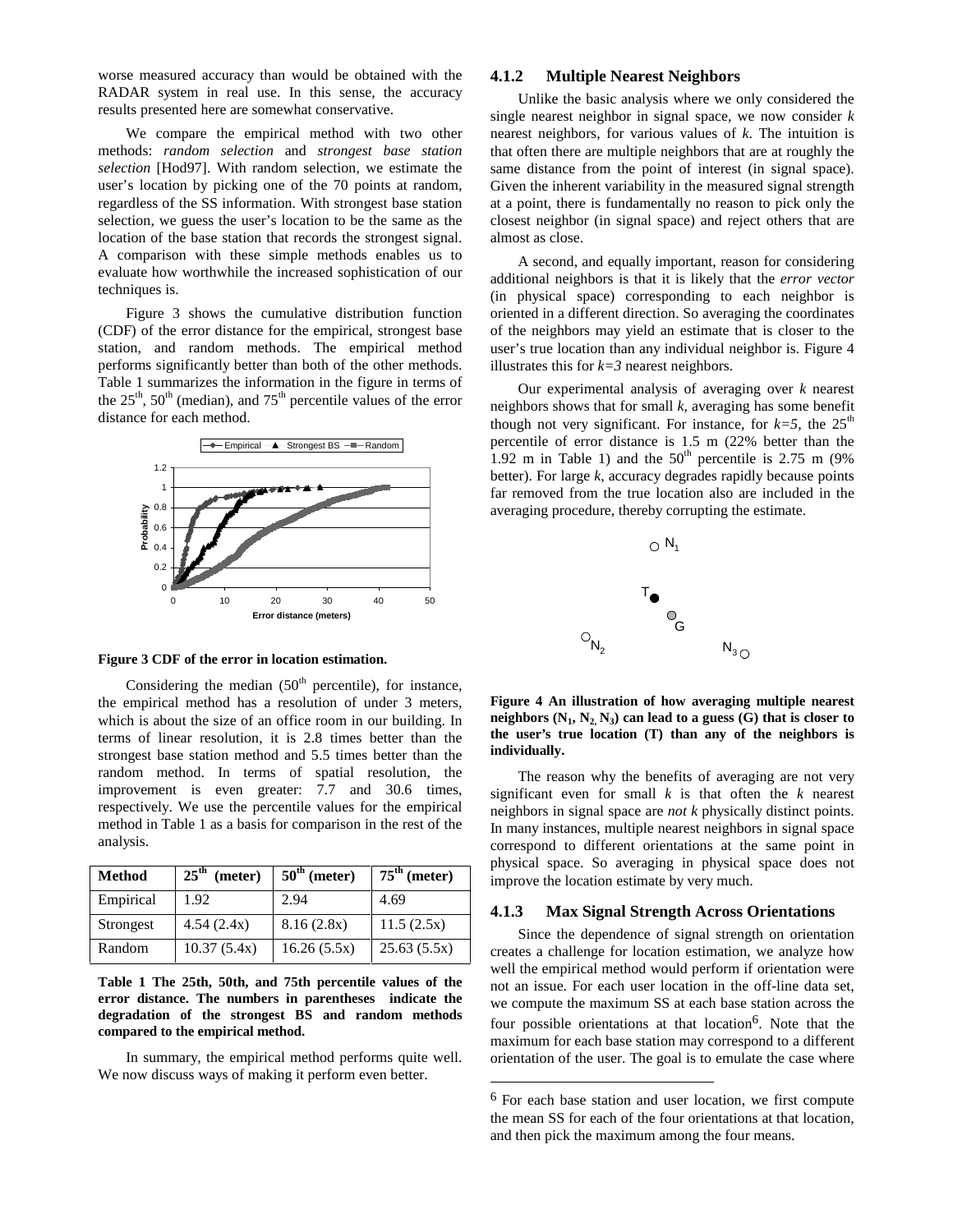worse measured accuracy than would be obtained with the RADAR system in real use. In this sense, the accuracy results presented here are somewhat conservative.

We compare the empirical method with two other methods: *random selection* and *strongest base station selection* [Hod97]. With random selection, we estimate the user's location by picking one of the 70 points at random, regardless of the SS information. With strongest base station selection, we guess the user's location to be the same as the location of the base station that records the strongest signal. A comparison with these simple methods enables us to evaluate how worthwhile the increased sophistication of our techniques is.

Figure 3 shows the cumulative distribution function (CDF) of the error distance for the empirical, strongest base station, and random methods. The empirical method performs significantly better than both of the other methods. Table 1 summarizes the information in the figure in terms of the 25th, 50th (median), and 75th percentile values of the error distance for each method.

**Figure 3 CDF of the error in location estimation.**

Considering the median (50th percentile), for instance, the empirical method has a resolution of under 3 meters, which is about the size of an office room in our building. In terms of linear resolution, it is 2.8 times better than the strongest base station method and 5.5 times better than the random method. In terms of spatial resolution, the improvement is even greater: 7.7 and 30.6 times, respectively. We use the percentile values for the empirical method in Table 1 as a basis for comparison in the rest of the analysis.

| Method | 25th (meter) | 50th (meter) | 75th (meter) |
|---|---|---|---|
| Empirical | 1.92 | 2.94 | 4.69 |
| Strongest | 4.54 (2.4x) | 8.16 (2.8x) | 11.5 (2.5x) |
| Random | 10.37 (5.4x) | 16.26 (5.5x) | 25.63 (5.5x) |

**Table 1 The 25th, 50th, and 75th percentile values of the error distance. The numbers in parentheses indicate the degradation of the strongest BS and random methods compared to the empirical method.**

In summary, the empirical method performs quite well. We now discuss ways of making it perform even better.

### 4.1.2 Multiple Nearest Neighbors

Unlike the basic analysis where we only considered the single nearest neighbor in signal space, we now consider *k* nearest neighbors, for various values of *k*. The intuition is that often there are multiple neighbors that are at roughly the same distance from the point of interest (in signal space). Given the inherent variability in the measured signal strength at a point, there is fundamentally no reason to pick only the closest neighbor (in signal space) and reject others that are almost as close.

A second, and equally important, reason for considering additional neighbors is that it is likely that the *error vector* (in physical space) corresponding to each neighbor is oriented in a different direction. So averaging the coordinates of the neighbors may yield an estimate that is closer to the user's true location than any individual neighbor is. Figure 4 illustrates this for $k=3$ nearest neighbors.

Our experimental analysis of averaging over *k* nearest neighbors shows that for small *k*, averaging has some benefit though not very significant. For instance, for $k=5$, the 25th percentile of error distance is 1.5 m (22% better than the 1.92 m in Table 1) and the 50th percentile is 2.75 m (9% better). For large *k*, accuracy degrades rapidly because points far removed from the true location also are included in the averaging procedure, thereby corrupting the estimate.

**Figure 4 An illustration of how averaging multiple nearest neighbors ($N_1$, $N_2$, $N_3$) can lead to a guess (G) that is closer to the user's true location (T) than any of the neighbors is individually.**

The reason why the benefits of averaging are not very significant even for small *k* is that often the *k* nearest neighbors in signal space are *not k* physically distinct points. In many instances, multiple nearest neighbors in signal space correspond to different orientations at the same point in physical space. So averaging in physical space does not improve the location estimate by very much.

### 4.1.3 Max Signal Strength Across Orientations

Since the dependence of signal strength on orientation creates a challenge for location estimation, we analyze how well the empirical method would perform if orientation were not an issue. For each user location in the off-line data set, we compute the maximum SS at each base station across the four possible orientations at that location[6]. Note that the maximum for each base station may correspond to a different orientation of the user. The goal is to emulate the case where

[6] For each base station and user location, we first compute the mean SS for each of the four orientations at that location, and then pick the maximum among the four means.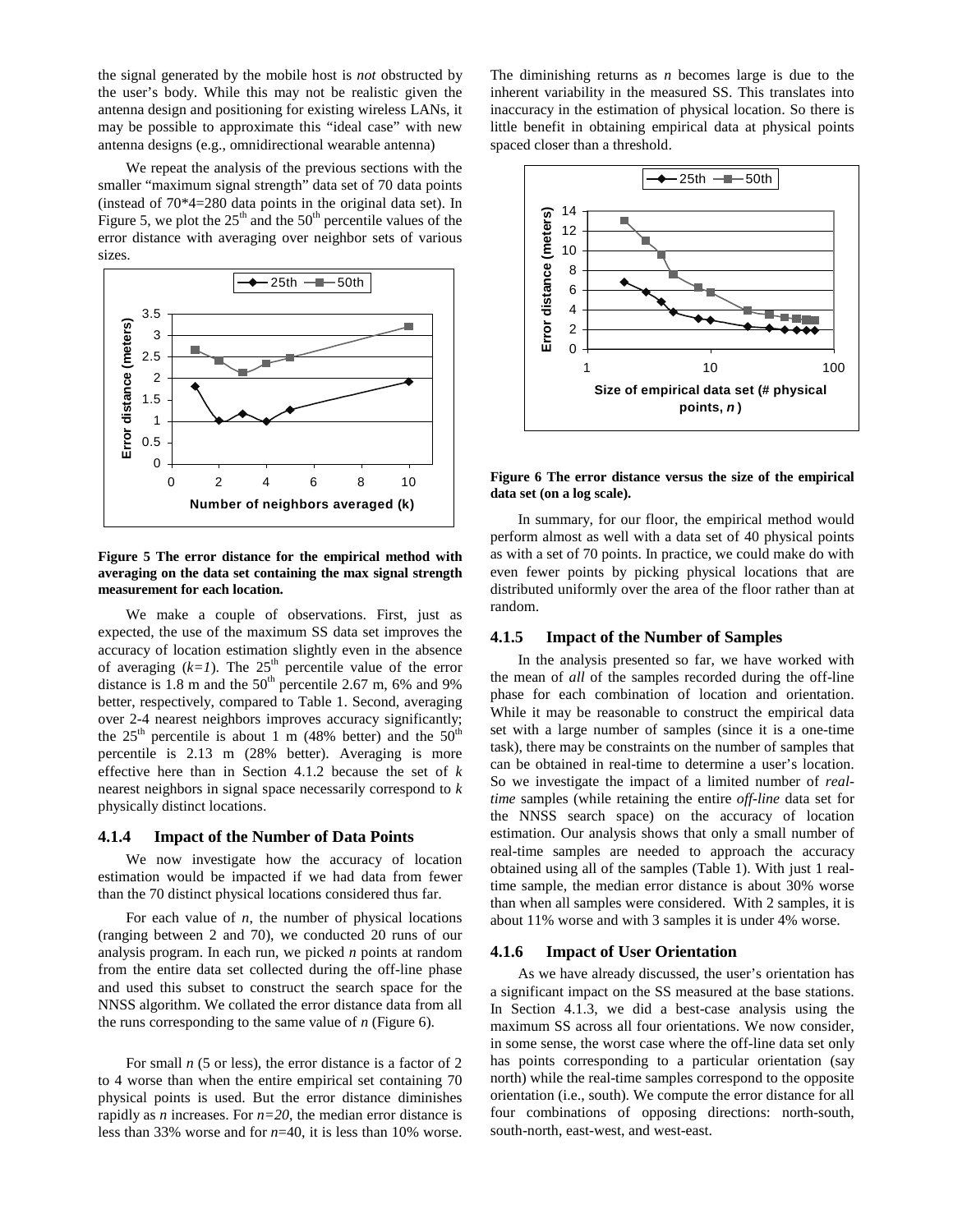the signal generated by the mobile host is *not* obstructed by the user's body. While this may not be realistic given the antenna design and positioning for existing wireless LANs, it may be possible to approximate this "ideal case" with new antenna designs (e.g., omnidirectional wearable antenna)

We repeat the analysis of the previous sections with the smaller "maximum signal strength" data set of 70 data points (instead of 70*4=280 data points in the original data set). In Figure 5, we plot the 25[th] and the 50[th] percentile values of the error distance with averaging over neighbor sets of various sizes.

**Figure 5 The error distance for the empirical method with averaging on the data set containing the max signal strength measurement for each location.**

We make a couple of observations. First, just as expected, the use of the maximum SS data set improves the accuracy of location estimation slightly even in the absence of averaging ($k=1$). The 25[th] percentile value of the error distance is 1.8 m and the 50[th] percentile 2.67 m, 6% and 9% better, respectively, compared to Table 1. Second, averaging over 2-4 nearest neighbors improves accuracy significantly; the 25[th] percentile is about 1 m (48% better) and the 50[th] percentile is 2.13 m (28% better). Averaging is more effective here than in Section 4.1.2 because the set of $k$ nearest neighbors in signal space necessarily correspond to $k$ physically distinct locations.

### 4.1.4 Impact of the Number of Data Points

We now investigate how the accuracy of location estimation would be impacted if we had data from fewer than the 70 distinct physical locations considered thus far.

For each value of $n$, the number of physical locations (ranging between 2 and 70), we conducted 20 runs of our analysis program. In each run, we picked $n$ points at random from the entire data set collected during the off-line phase and used this subset to construct the search space for the NNSS algorithm. We collated the error distance data from all the runs corresponding to the same value of $n$ (Figure 6).

For small $n$ (5 or less), the error distance is a factor of 2 to 4 worse than when the entire empirical set containing 70 physical points is used. But the error distance diminishes rapidly as $n$ increases. For $n=20$, the median error distance is less than 33% worse and for $n=40$, it is less than 10% worse. The diminishing returns as $n$ becomes large is due to the inherent variability in the measured SS. This translates into inaccuracy in the estimation of physical location. So there is little benefit in obtaining empirical data at physical points spaced closer than a threshold.

**Figure 6 The error distance versus the size of the empirical data set (on a log scale).**

In summary, for our floor, the empirical method would perform almost as well with a data set of 40 physical points as with a set of 70 points. In practice, we could make do with even fewer points by picking physical locations that are distributed uniformly over the area of the floor rather than at random.

### 4.1.5 Impact of the Number of Samples

In the analysis presented so far, we have worked with the mean of *all* of the samples recorded during the off-line phase for each combination of location and orientation. While it may be reasonable to construct the empirical data set with a large number of samples (since it is a one-time task), there may be constraints on the number of samples that can be obtained in real-time to determine a user's location. So we investigate the impact of a limited number of *real-time* samples (while retaining the entire *off-line* data set for the NNSS search space) on the accuracy of location estimation. Our analysis shows that only a small number of real-time samples are needed to approach the accuracy obtained using all of the samples (Table 1). With just 1 real-time sample, the median error distance is about 30% worse than when all samples were considered. With 2 samples, it is about 11% worse and with 3 samples it is under 4% worse.

### 4.1.6 Impact of User Orientation

As we have already discussed, the user's orientation has a significant impact on the SS measured at the base stations. In Section 4.1.3, we did a best-case analysis using the maximum SS across all four orientations. We now consider, in some sense, the worst case where the off-line data set only has points corresponding to a particular orientation (say north) while the real-time samples correspond to the opposite orientation (i.e., south). We compute the error distance for all four combinations of opposing directions: north-south, south-north, east-west, and west-east.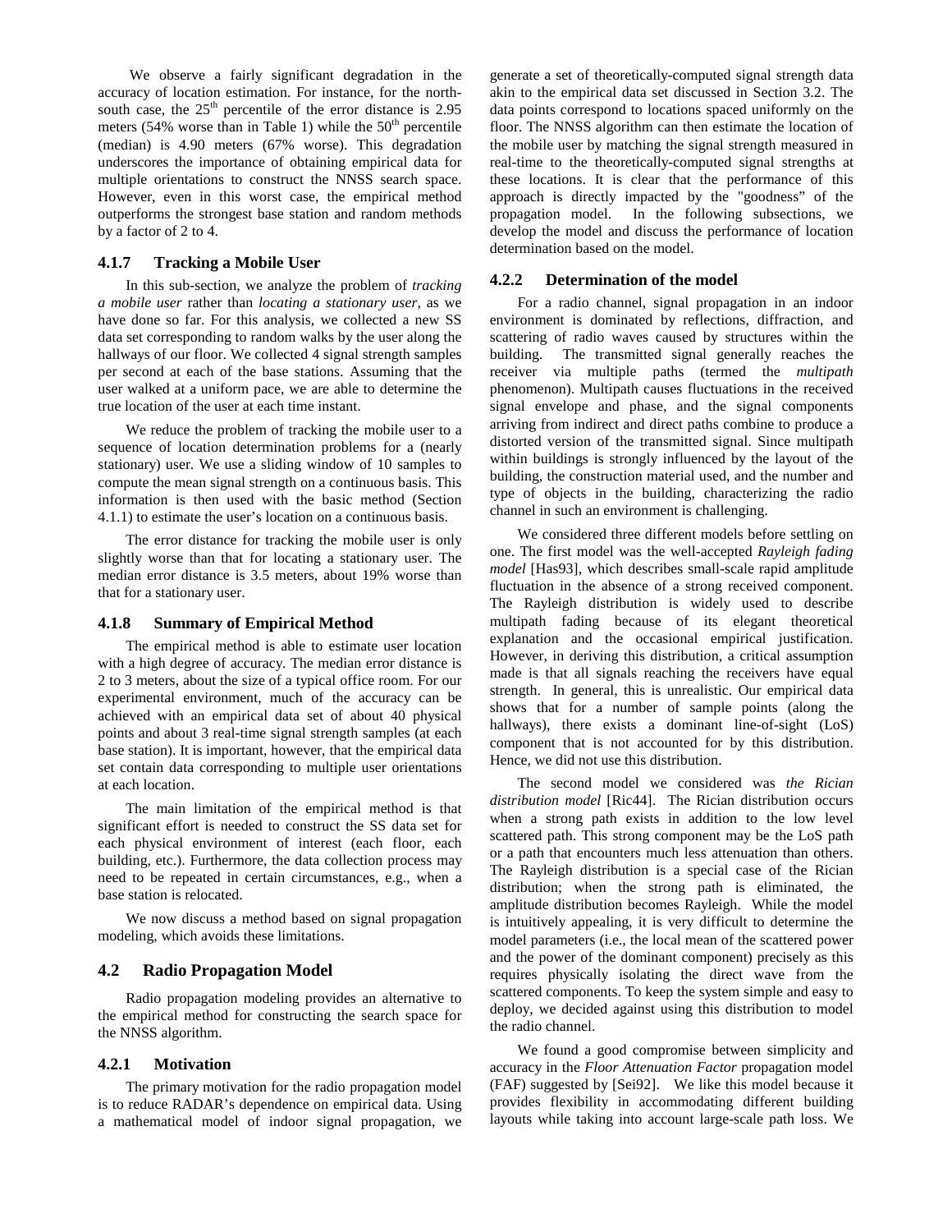We observe a fairly significant degradation in the accuracy of location estimation. For instance, for the north-south case, the 25[th] percentile of the error distance is 2.95 meters (54% worse than in Table 1) while the 50[th] percentile (median) is 4.90 meters (67% worse). This degradation underscores the importance of obtaining empirical data for multiple orientations to construct the NNSS search space. However, even in this worst case, the empirical method outperforms the strongest base station and random methods by a factor of 2 to 4.

### 4.1.7 Tracking a Mobile User

In this sub-section, we analyze the problem of *tracking a mobile user* rather than *locating a stationary user*, as we have done so far. For this analysis, we collected a new SS data set corresponding to random walks by the user along the hallways of our floor. We collected 4 signal strength samples per second at each of the base stations. Assuming that the user walked at a uniform pace, we are able to determine the true location of the user at each time instant.

We reduce the problem of tracking the mobile user to a sequence of location determination problems for a (nearly stationary) user. We use a sliding window of 10 samples to compute the mean signal strength on a continuous basis. This information is then used with the basic method (Section 4.1.1) to estimate the user's location on a continuous basis.

The error distance for tracking the mobile user is only slightly worse than that for locating a stationary user. The median error distance is 3.5 meters, about 19% worse than that for a stationary user.

### 4.1.8 Summary of Empirical Method

The empirical method is able to estimate user location with a high degree of accuracy. The median error distance is 2 to 3 meters, about the size of a typical office room. For our experimental environment, much of the accuracy can be achieved with an empirical data set of about 40 physical points and about 3 real-time signal strength samples (at each base station). It is important, however, that the empirical data set contain data corresponding to multiple user orientations at each location.

The main limitation of the empirical method is that significant effort is needed to construct the SS data set for each physical environment of interest (each floor, each building, etc.). Furthermore, the data collection process may need to be repeated in certain circumstances, e.g., when a base station is relocated.

We now discuss a method based on signal propagation modeling, which avoids these limitations.

## 4.2 Radio Propagation Model

Radio propagation modeling provides an alternative to the empirical method for constructing the search space for the NNSS algorithm.

### 4.2.1 Motivation

The primary motivation for the radio propagation model is to reduce RADAR's dependence on empirical data. Using a mathematical model of indoor signal propagation, we generate a set of theoretically-computed signal strength data akin to the empirical data set discussed in Section 3.2. The data points correspond to locations spaced uniformly on the floor. The NNSS algorithm can then estimate the location of the mobile user by matching the signal strength measured in real-time to the theoretically-computed signal strengths at these locations. It is clear that the performance of this approach is directly impacted by the "goodness" of the propagation model. In the following subsections, we develop the model and discuss the performance of location determination based on the model.

### 4.2.2 Determination of the model

For a radio channel, signal propagation in an indoor environment is dominated by reflections, diffraction, and scattering of radio waves caused by structures within the building. The transmitted signal generally reaches the receiver via multiple paths (termed the *multipath* phenomenon). Multipath causes fluctuations in the received signal envelope and phase, and the signal components arriving from indirect and direct paths combine to produce a distorted version of the transmitted signal. Since multipath within buildings is strongly influenced by the layout of the building, the construction material used, and the number and type of objects in the building, characterizing the radio channel in such an environment is challenging.

We considered three different models before settling on one. The first model was the well-accepted *Rayleigh fading model* [Has93], which describes small-scale rapid amplitude fluctuation in the absence of a strong received component. The Rayleigh distribution is widely used to describe multipath fading because of its elegant theoretical explanation and the occasional empirical justification. However, in deriving this distribution, a critical assumption made is that all signals reaching the receivers have equal strength. In general, this is unrealistic. Our empirical data shows that for a number of sample points (along the hallways), there exists a dominant line-of-sight (LoS) component that is not accounted for by this distribution. Hence, we did not use this distribution.

The second model we considered was *the Rician distribution model* [Ric44]. The Rician distribution occurs when a strong path exists in addition to the low level scattered path. This strong component may be the LoS path or a path that encounters much less attenuation than others. The Rayleigh distribution is a special case of the Rician distribution; when the strong path is eliminated, the amplitude distribution becomes Rayleigh. While the model is intuitively appealing, it is very difficult to determine the model parameters (i.e., the local mean of the scattered power and the power of the dominant component) precisely as this requires physically isolating the direct wave from the scattered components. To keep the system simple and easy to deploy, we decided against using this distribution to model the radio channel.

We found a good compromise between simplicity and accuracy in the *Floor Attenuation Factor* propagation model (FAF) suggested by [Sei92]. We like this model because it provides flexibility in accommodating different building layouts while taking into account large-scale path loss. We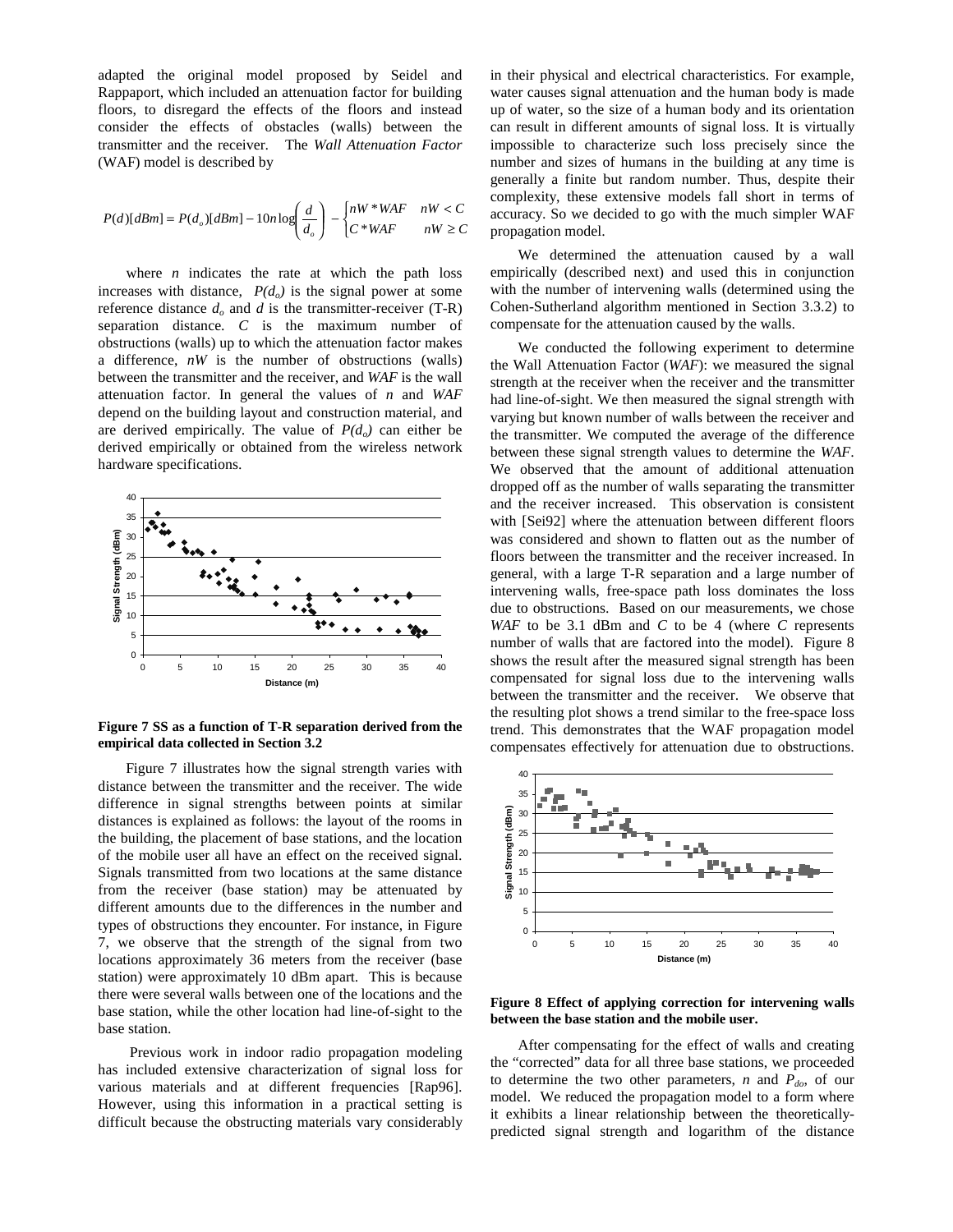adapted the original model proposed by Seidel and Rappaport, which included an attenuation factor for building floors, to disregard the effects of the floors and instead consider the effects of obstacles (walls) between the transmitter and the receiver. The *Wall Attenuation Factor* (WAF) model is described by

$$P(d)[dBm] = P(d_o)[dBm] - 10n\log\left(\frac{d}{d_o}\right) - \begin{cases} nW * WAF & nW < C \\ C * WAF & nW \geq C \end{cases}$$

where $n$ indicates the rate at which the path loss increases with distance, $P(d_o)$ is the signal power at some reference distance $d_o$ and $d$ is the transmitter-receiver (T-R) separation distance. $C$ is the maximum number of obstructions (walls) up to which the attenuation factor makes a difference, $nW$ is the number of obstructions (walls) between the transmitter and the receiver, and *WAF* is the wall attenuation factor. In general the values of $n$ and *WAF* depend on the building layout and construction material, and are derived empirically. The value of $P(d_o)$ can either be derived empirically or obtained from the wireless network hardware specifications.

Signal Strength (dBm)
40
35
30
25
20
15
10
5
0
0 5 10 15 20 25 30 35 40
Distance (m)

**Figure 7 SS as a function of T-R separation derived from the empirical data collected in Section 3.2**

Figure 7 illustrates how the signal strength varies with distance between the transmitter and the receiver. The wide difference in signal strengths between points at similar distances is explained as follows: the layout of the rooms in the building, the placement of base stations, and the location of the mobile user all have an effect on the received signal. Signals transmitted from two locations at the same distance from the receiver (base station) may be attenuated by different amounts due to the differences in the number and types of obstructions they encounter. For instance, in Figure 7, we observe that the strength of the signal from two locations approximately 36 meters from the receiver (base station) were approximately 10 dBm apart. This is because there were several walls between one of the locations and the base station, while the other location had line-of-sight to the base station.

Previous work in indoor radio propagation modeling has included extensive characterization of signal loss for various materials and at different frequencies [Rap96]. However, using this information in a practical setting is difficult because the obstructing materials vary considerably in their physical and electrical characteristics. For example, water causes signal attenuation and the human body is made up of water, so the size of a human body and its orientation can result in different amounts of signal loss. It is virtually impossible to characterize such loss precisely since the number and sizes of humans in the building at any time is generally a finite but random number. Thus, despite their complexity, these extensive models fall short in terms of accuracy. So we decided to go with the much simpler WAF propagation model.

We determined the attenuation caused by a wall empirically (described next) and used this in conjunction with the number of intervening walls (determined using the Cohen-Sutherland algorithm mentioned in Section 3.3.2) to compensate for the attenuation caused by the walls.

We conducted the following experiment to determine the Wall Attenuation Factor (*WAF*): we measured the signal strength at the receiver when the receiver and the transmitter had line-of-sight. We then measured the signal strength with varying but known number of walls between the receiver and the transmitter. We computed the average of the difference between these signal strength values to determine the *WAF*. We observed that the amount of additional attenuation dropped off as the number of walls separating the transmitter and the receiver increased. This observation is consistent with [Sei92] where the attenuation between different floors was considered and shown to flatten out as the number of floors between the transmitter and the receiver increased. In general, with a large T-R separation and a large number of intervening walls, free-space path loss dominates the loss due to obstructions. Based on our measurements, we chose *WAF* to be 3.1 dBm and *C* to be 4 (where *C* represents number of walls that are factored into the model). Figure 8 shows the result after the measured signal strength has been compensated for signal loss due to the intervening walls between the transmitter and the receiver. We observe that the resulting plot shows a trend similar to the free-space loss trend. This demonstrates that the WAF propagation model compensates effectively for attenuation due to obstructions.

Signal Strength (dBm)
40
35
30
25
20
15
10
5
0
0 5 10 15 20 25 30 35 40
Distance (m)

**Figure 8 Effect of applying correction for intervening walls between the base station and the mobile user.**

After compensating for the effect of walls and creating the "corrected" data for all three base stations, we proceeded to determine the two other parameters, $n$ and $P_{do}$, of our model. We reduced the propagation model to a form where it exhibits a linear relationship between the theoretically-predicted signal strength and logarithm of the distance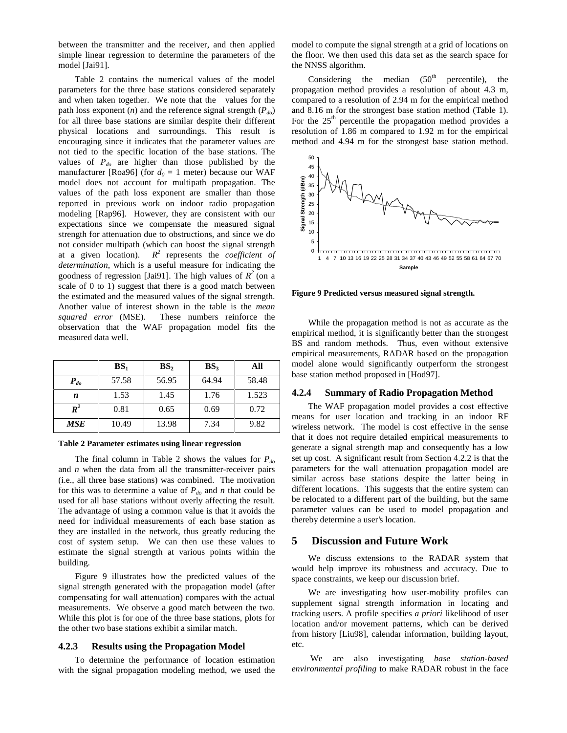between the transmitter and the receiver, and then applied simple linear regression to determine the parameters of the model [Jai91].

Table 2 contains the numerical values of the model parameters for the three base stations considered separately and when taken together. We note that the values for the path loss exponent ($n$) and the reference signal strength ($P_{do}$) for all three base stations are similar despite their different physical locations and surroundings. This result is encouraging since it indicates that the parameter values are not tied to the specific location of the base stations. The values of $P_{do}$ are higher than those published by the manufacturer [Roa96] (for $d_0 = 1$ meter) because our WAF model does not account for multipath propagation. The values of the path loss exponent are smaller than those reported in previous work on indoor radio propagation modeling [Rap96]. However, they are consistent with our expectations since we compensate the measured signal strength for attenuation due to obstructions, and since we do not consider multipath (which can boost the signal strength at a given location). $R^2$ represents the *coefficient of determination*, which is a useful measure for indicating the goodness of regression [Jai91]. The high values of $R^2$ (on a scale of 0 to 1) suggest that there is a good match between the estimated and the measured values of the signal strength. Another value of interest shown in the table is the *mean squared error* (MSE). These numbers reinforce the observation that the WAF propagation model fits the measured data well.

| | $BS_1$ | $BS_2$ | $BS_3$ | All |
|---|---|---|---|---|
| $P_{do}$ | 57.58 | 56.95 | 64.94 | 58.48 |
| $n$ | 1.53 | 1.45 | 1.76 | 1.523 |
| $R^2$ | 0.81 | 0.65 | 0.69 | 0.72 |
| ***MSE*** | 10.49 | 13.98 | 7.34 | 9.82 |

**Table 2 Parameter estimates using linear regression**

The final column in Table 2 shows the values for $P_{do}$ and $n$ when the data from all the transmitter-receiver pairs (i.e., all three base stations) was combined. The motivation for this was to determine a value of $P_{do}$ and $n$ that could be used for all base stations without overly affecting the result. The advantage of using a common value is that it avoids the need for individual measurements of each base station as they are installed in the network, thus greatly reducing the cost of system setup. We can then use these values to estimate the signal strength at various points within the building.

Figure 9 illustrates how the predicted values of the signal strength generated with the propagation model (after compensating for wall attenuation) compares with the actual measurements. We observe a good match between the two. While this plot is for one of the three base stations, plots for the other two base stations exhibit a similar match.

### 4.2.3 Results using the Propagation Model

To determine the performance of location estimation with the signal propagation modeling method, we used the model to compute the signal strength at a grid of locations on the floor. We then used this data set as the search space for the NNSS algorithm.

Considering the median (50th percentile), the propagation method provides a resolution of about 4.3 m, compared to a resolution of 2.94 m for the empirical method and 8.16 m for the strongest base station method (Table 1). For the 25th percentile the propagation method provides a resolution of 1.86 m compared to 1.92 m for the empirical method and 4.94 m for the strongest base station method.

**Figure 9 Predicted versus measured signal strength.**

While the propagation method is not as accurate as the empirical method, it is significantly better than the strongest BS and random methods. Thus, even without extensive empirical measurements, RADAR based on the propagation model alone would significantly outperform the strongest base station method proposed in [Hod97].

### 4.2.4 Summary of Radio Propagation Method

The WAF propagation model provides a cost effective means for user location and tracking in an indoor RF wireless network. The model is cost effective in the sense that it does not require detailed empirical measurements to generate a signal strength map and consequently has a low set up cost. A significant result from Section 4.2.2 is that the parameters for the wall attenuation propagation model are similar across base stations despite the latter being in different locations. This suggests that the entire system can be relocated to a different part of the building, but the same parameter values can be used to model propagation and thereby determine a user's location.

# 5 Discussion and Future Work

We discuss extensions to the RADAR system that would help improve its robustness and accuracy. Due to space constraints, we keep our discussion brief.

We are investigating how user-mobility profiles can supplement signal strength information in locating and tracking users. A profile specifies *a priori* likelihood of user location and/or movement patterns, which can be derived from history [Liu98], calendar information, building layout, etc.

We are also investigating *base station-based environmental profiling* to make RADAR robust in the face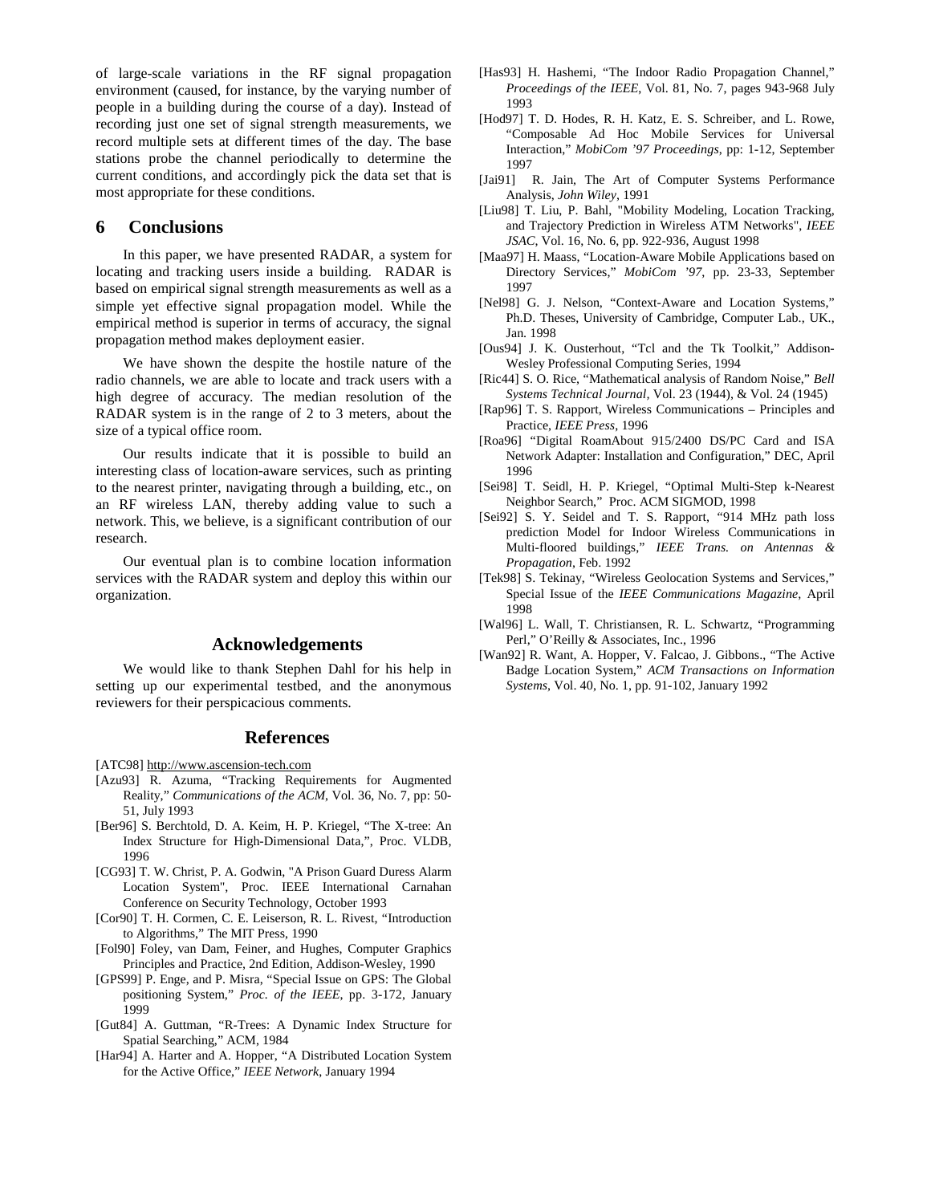of large-scale variations in the RF signal propagation environment (caused, for instance, by the varying number of people in a building during the course of a day). Instead of recording just one set of signal strength measurements, we record multiple sets at different times of the day. The base stations probe the channel periodically to determine the current conditions, and accordingly pick the data set that is most appropriate for these conditions.

## 6 Conclusions

In this paper, we have presented RADAR, a system for locating and tracking users inside a building. RADAR is based on empirical signal strength measurements as well as a simple yet effective signal propagation model. While the empirical method is superior in terms of accuracy, the signal propagation method makes deployment easier.

We have shown the despite the hostile nature of the radio channels, we are able to locate and track users with a high degree of accuracy. The median resolution of the RADAR system is in the range of 2 to 3 meters, about the size of a typical office room.

Our results indicate that it is possible to build an interesting class of location-aware services, such as printing to the nearest printer, navigating through a building, etc., on an RF wireless LAN, thereby adding value to such a network. This, we believe, is a significant contribution of our research.

Our eventual plan is to combine location information services with the RADAR system and deploy this within our organization.

## Acknowledgements

We would like to thank Stephen Dahl for his help in setting up our experimental testbed, and the anonymous reviewers for their perspicacious comments.

## References

[ATC98] http://www.ascension-tech.com

[Azu93] R. Azuma, "Tracking Requirements for Augmented Reality," *Communications of the ACM*, Vol. 36, No. 7, pp: 50-51, July 1993

[Ber96] S. Berchtold, D. A. Keim, H. P. Kriegel, "The X-tree: An Index Structure for High-Dimensional Data,", Proc. VLDB, 1996

[CG93] T. W. Christ, P. A. Godwin, "A Prison Guard Duress Alarm Location System", Proc. IEEE International Carnahan Conference on Security Technology, October 1993

[Cor90] T. H. Cormen, C. E. Leiserson, R. L. Rivest, "Introduction to Algorithms," The MIT Press, 1990

[Fol90] Foley, van Dam, Feiner, and Hughes, Computer Graphics Principles and Practice, 2nd Edition, Addison-Wesley, 1990

[GPS99] P. Enge, and P. Misra, "Special Issue on GPS: The Global positioning System," *Proc. of the IEEE*, pp. 3-172, January 1999

[Gut84] A. Guttman, "R-Trees: A Dynamic Index Structure for Spatial Searching," ACM, 1984

[Har94] A. Harter and A. Hopper, "A Distributed Location System for the Active Office," *IEEE Network*, January 1994

[Has93] H. Hashemi, "The Indoor Radio Propagation Channel," *Proceedings of the IEEE*, Vol. 81, No. 7, pages 943-968 July 1993

[Hod97] T. D. Hodes, R. H. Katz, E. S. Schreiber, and L. Rowe, "Composable Ad Hoc Mobile Services for Universal Interaction," *MobiCom '97 Proceedings*, pp: 1-12, September 1997

[Jai91] R. Jain, The Art of Computer Systems Performance Analysis, *John Wiley*, 1991

[Liu98] T. Liu, P. Bahl, "Mobility Modeling, Location Tracking, and Trajectory Prediction in Wireless ATM Networks", *IEEE JSAC*, Vol. 16, No. 6, pp. 922-936, August 1998

[Maa97] H. Maass, "Location-Aware Mobile Applications based on Directory Services," *MobiCom '97*, pp. 23-33, September 1997

[Nel98] G. J. Nelson, "Context-Aware and Location Systems," Ph.D. Theses, University of Cambridge, Computer Lab., UK., Jan. 1998

[Ous94] J. K. Ousterhout, "Tcl and the Tk Toolkit," Addison-Wesley Professional Computing Series, 1994

[Ric44] S. O. Rice, "Mathematical analysis of Random Noise," *Bell Systems Technical Journal*, Vol. 23 (1944), & Vol. 24 (1945)

[Rap96] T. S. Rapport, Wireless Communications – Principles and Practice, *IEEE Press*, 1996

[Roa96] "Digital RoamAbout 915/2400 DS/PC Card and ISA Network Adapter: Installation and Configuration," DEC, April 1996

[Sei98] T. Seidl, H. P. Kriegel, "Optimal Multi-Step k-Nearest Neighbor Search," Proc. ACM SIGMOD, 1998

[Sei92] S. Y. Seidel and T. S. Rapport, "914 MHz path loss prediction Model for Indoor Wireless Communications in Multi-floored buildings," *IEEE Trans. on Antennas & Propagation*, Feb. 1992

[Tek98] S. Tekinay, "Wireless Geolocation Systems and Services," Special Issue of the *IEEE Communications Magazine*, April 1998

[Wal96] L. Wall, T. Christiansen, R. L. Schwartz, "Programming Perl," O'Reilly & Associates, Inc., 1996

[Wan92] R. Want, A. Hopper, V. Falcao, J. Gibbons., "The Active Badge Location System," *ACM Transactions on Information Systems*, Vol. 40, No. 1, pp. 91-102, January 1992